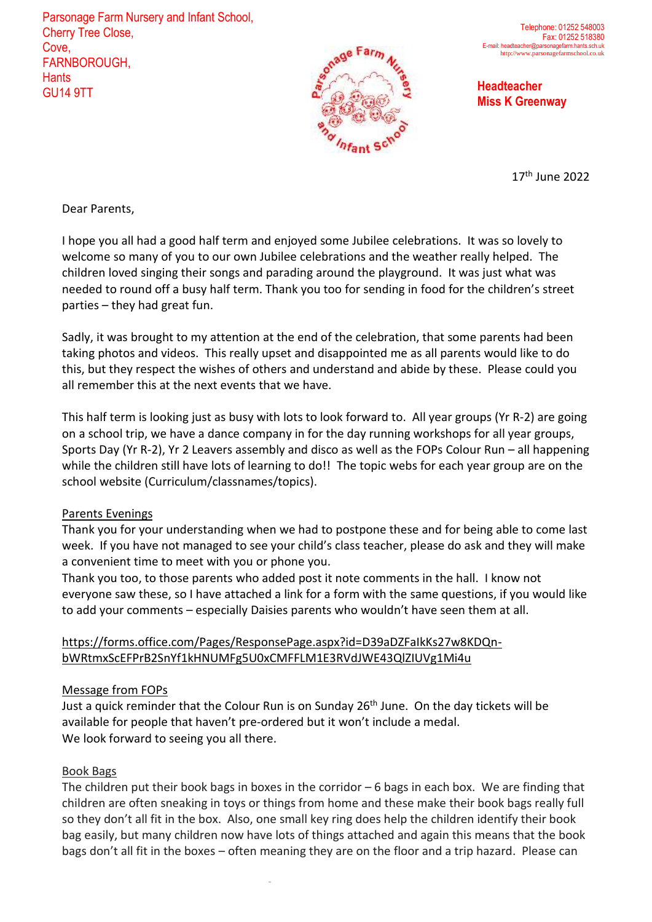Parsonage Farm Nursery and Infant School,
Cherry Tree Close,
Cove,
FARNBOROUGH,
Hants
GU14 9TT

Telephone: 01252 548003
Fax: 01252 518380
E-mail: headteacher@parsonagefarm.hants.sch.uk
http://www.parsonagefarmschool.co.uk

**Headteacher**
**Miss K Greenway**

17th June 2022

Dear Parents,

I hope you all had a good half term and enjoyed some Jubilee celebrations. It was so lovely to welcome so many of you to our own Jubilee celebrations and the weather really helped. The children loved singing their songs and parading around the playground. It was just what was needed to round off a busy half term. Thank you too for sending in food for the children's street parties – they had great fun.

Sadly, it was brought to my attention at the end of the celebration, that some parents had been taking photos and videos. This really upset and disappointed me as all parents would like to do this, but they respect the wishes of others and understand and abide by these. Please could you all remember this at the next events that we have.

This half term is looking just as busy with lots to look forward to. All year groups (Yr R-2) are going on a school trip, we have a dance company in for the day running workshops for all year groups, Sports Day (Yr R-2), Yr 2 Leavers assembly and disco as well as the FOPs Colour Run – all happening while the children still have lots of learning to do!! The topic webs for each year group are on the school website (Curriculum/classnames/topics).

**Parents Evenings**
Thank you for your understanding when we had to postpone these and for being able to come last week. If you have not managed to see your child's class teacher, please do ask and they will make a convenient time to meet with you or phone you.
Thank you too, to those parents who added post it note comments in the hall. I know not everyone saw these, so I have attached a link for a form with the same questions, if you would like to add your comments – especially Daisies parents who wouldn't have seen them at all.

https://forms.office.com/Pages/ResponsePage.aspx?id=D39aDZFaIkKs27w8KDQn-bWRtmxScEFPrB2SnYf1kHNUMFg5U0xCMFFLM1E3RVdJWE43QlZIUVg1Mi4u

**Message from FOPs**
Just a quick reminder that the Colour Run is on Sunday 26th June. On the day tickets will be available for people that haven't pre-ordered but it won't include a medal.
We look forward to seeing you all there.

**Book Bags**
The children put their book bags in boxes in the corridor – 6 bags in each box. We are finding that children are often sneaking in toys or things from home and these make their book bags really full so they don't all fit in the box. Also, one small key ring does help the children identify their book bag easily, but many children now have lots of things attached and again this means that the book bags don't all fit in the boxes – often meaning they are on the floor and a trip hazard. Please can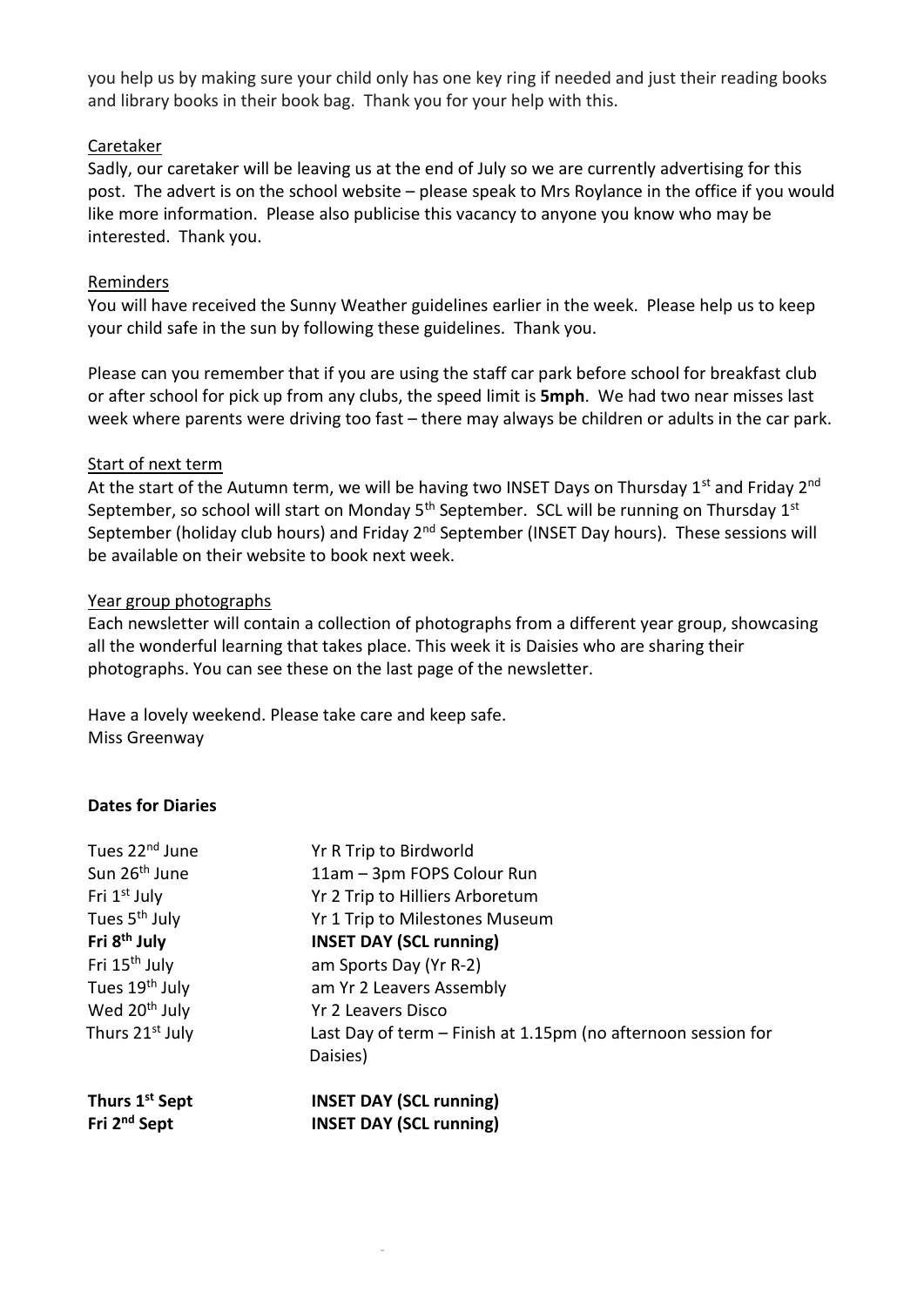you help us by making sure your child only has one key ring if needed and just their reading books and library books in their book bag. Thank you for your help with this.

## Caretaker

Sadly, our caretaker will be leaving us at the end of July so we are currently advertising for this post. The advert is on the school website – please speak to Mrs Roylance in the office if you would like more information. Please also publicise this vacancy to anyone you know who may be interested. Thank you.

## Reminders

You will have received the Sunny Weather guidelines earlier in the week. Please help us to keep your child safe in the sun by following these guidelines. Thank you.

Please can you remember that if you are using the staff car park before school for breakfast club or after school for pick up from any clubs, the speed limit is **5mph**. We had two near misses last week where parents were driving too fast – there may always be children or adults in the car park.

## Start of next term

At the start of the Autumn term, we will be having two INSET Days on Thursday 1st and Friday 2nd September, so school will start on Monday 5th September. SCL will be running on Thursday 1st September (holiday club hours) and Friday 2nd September (INSET Day hours). These sessions will be available on their website to book next week.

## Year group photographs

Each newsletter will contain a collection of photographs from a different year group, showcasing all the wonderful learning that takes place. This week it is Daisies who are sharing their photographs. You can see these on the last page of the newsletter.

Have a lovely weekend. Please take care and keep safe.
Miss Greenway

**Dates for Diaries**

| | |
|---|---|
| Tues 22nd June | Yr R Trip to Birdworld |
| Sun 26th June | 11am – 3pm FOPS Colour Run |
| Fri 1st July | Yr 2 Trip to Hilliers Arboretum |
| Tues 5th July | Yr 1 Trip to Milestones Museum |
| **Fri 8th July** | **INSET DAY (SCL running)** |
| Fri 15th July | am Sports Day (Yr R-2) |
| Tues 19th July | am Yr 2 Leavers Assembly |
| Wed 20th July | Yr 2 Leavers Disco |
| Thurs 21st July | Last Day of term – Finish at 1.15pm (no afternoon session for Daisies) |
| **Thurs 1st Sept** | **INSET DAY (SCL running)** |
| **Fri 2nd Sept** | **INSET DAY (SCL running)** |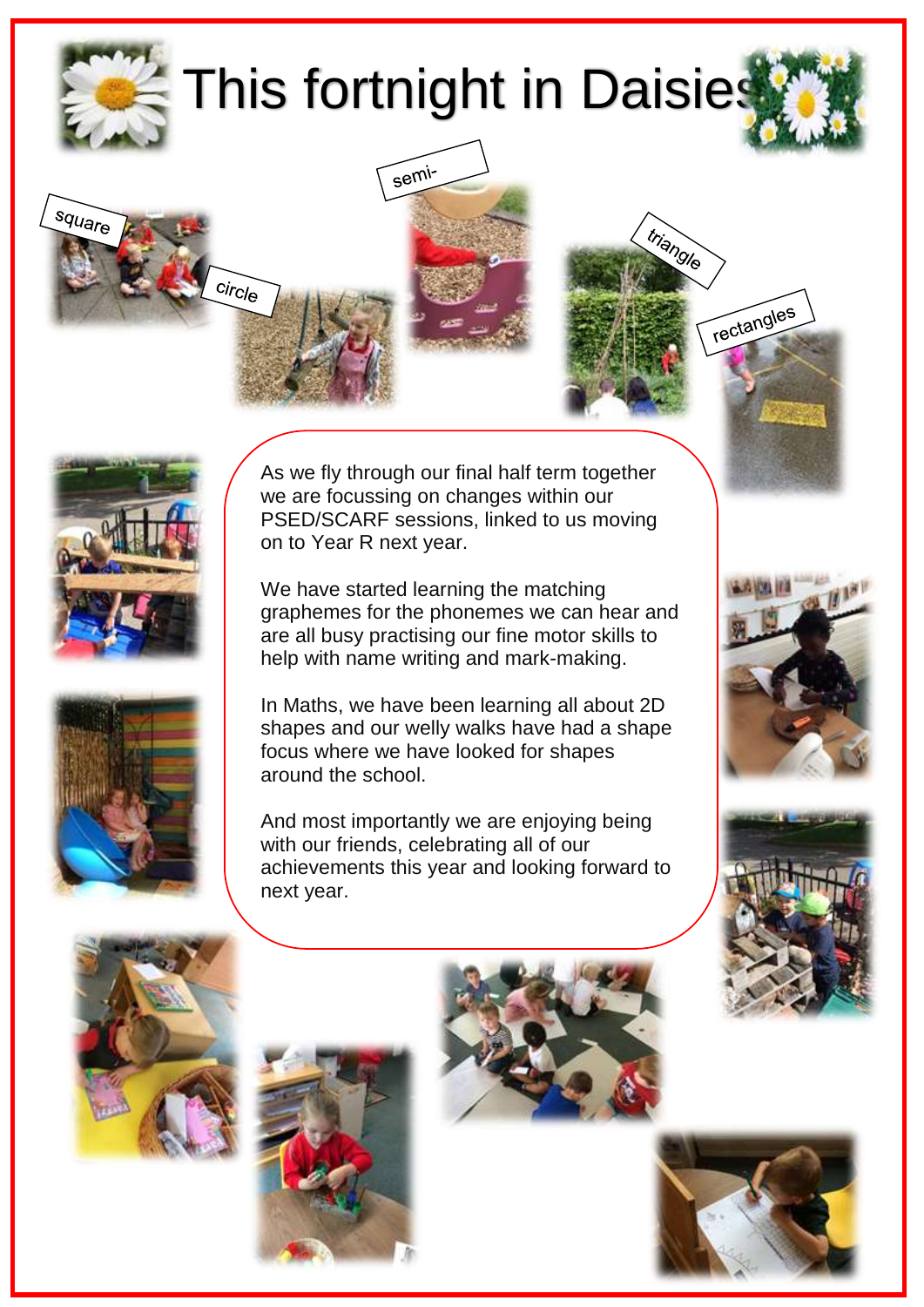# This fortnight in Daisies

square

circle

semi-

triangle

rectangles

As we fly through our final half term together we are focussing on changes within our PSED/SCARF sessions, linked to us moving on to Year R next year.

We have started learning the matching graphemes for the phonemes we can hear and are all busy practising our fine motor skills to help with name writing and mark-making.

In Maths, we have been learning all about 2D shapes and our welly walks have had a shape focus where we have looked for shapes around the school.

And most importantly we are enjoying being with our friends, celebrating all of our achievements this year and looking forward to next year.